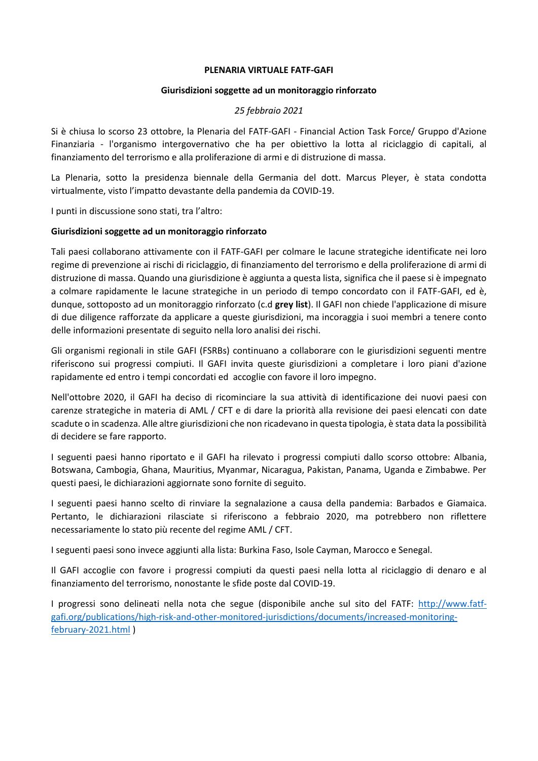**PLENARIA VIRTUALE FATF-GAFI**

**Giurisdizioni soggette ad un monitoraggio rinforzato**

*25 febbraio 2021*

Si è chiusa lo scorso 23 ottobre, la Plenaria del FATF-GAFI - Financial Action Task Force/ Gruppo d'Azione Finanziaria - l'organismo intergovernativo che ha per obiettivo la lotta al riciclaggio di capitali, al finanziamento del terrorismo e alla proliferazione di armi e di distruzione di massa.

La Plenaria, sotto la presidenza biennale della Germania del dott. Marcus Pleyer, è stata condotta virtualmente, visto l'impatto devastante della pandemia da COVID-19.

I punti in discussione sono stati, tra l'altro:

**Giurisdizioni soggette ad un monitoraggio rinforzato**

Tali paesi collaborano attivamente con il FATF-GAFI per colmare le lacune strategiche identificate nei loro regime di prevenzione ai rischi di riciclaggio, di finanziamento del terrorismo e della proliferazione di armi di distruzione di massa. Quando una giurisdizione è aggiunta a questa lista, significa che il paese si è impegnato a colmare rapidamente le lacune strategiche in un periodo di tempo concordato con il FATF-GAFI, ed è, dunque, sottoposto ad un monitoraggio rinforzato (c.d **grey list**). Il GAFI non chiede l'applicazione di misure di due diligence rafforzate da applicare a queste giurisdizioni, ma incoraggia i suoi membri a tenere conto delle informazioni presentate di seguito nella loro analisi dei rischi.

Gli organismi regionali in stile GAFI (FSRBs) continuano a collaborare con le giurisdizioni seguenti mentre riferiscono sui progressi compiuti. Il GAFI invita queste giurisdizioni a completare i loro piani d'azione rapidamente ed entro i tempi concordati ed accoglie con favore il loro impegno.

Nell'ottobre 2020, il GAFI ha deciso di ricominciare la sua attività di identificazione dei nuovi paesi con carenze strategiche in materia di AML / CFT e di dare la priorità alla revisione dei paesi elencati con date scadute o in scadenza. Alle altre giurisdizioni che non ricadevano in questa tipologia, è stata data la possibilità di decidere se fare rapporto.

I seguenti paesi hanno riportato e il GAFI ha rilevato i progressi compiuti dallo scorso ottobre: Albania, Botswana, Cambogia, Ghana, Mauritius, Myanmar, Nicaragua, Pakistan, Panama, Uganda e Zimbabwe. Per questi paesi, le dichiarazioni aggiornate sono fornite di seguito.

I seguenti paesi hanno scelto di rinviare la segnalazione a causa della pandemia: Barbados e Giamaica. Pertanto, le dichiarazioni rilasciate si riferiscono a febbraio 2020, ma potrebbero non riflettere necessariamente lo stato più recente del regime AML / CFT.

I seguenti paesi sono invece aggiunti alla lista: Burkina Faso, Isole Cayman, Marocco e Senegal.

Il GAFI accoglie con favore i progressi compiuti da questi paesi nella lotta al riciclaggio di denaro e al finanziamento del terrorismo, nonostante le sfide poste dal COVID-19.

I progressi sono delineati nella nota che segue (disponibile anche sul sito del FATF: [http://www.fatf-gafi.org/publications/high-risk-and-other-monitored-jurisdictions/documents/increased-monitoring-february-2021.html](http://www.fatf-gafi.org/publications/high-risk-and-other-monitored-jurisdictions/documents/increased-monitoring-february-2021.html) )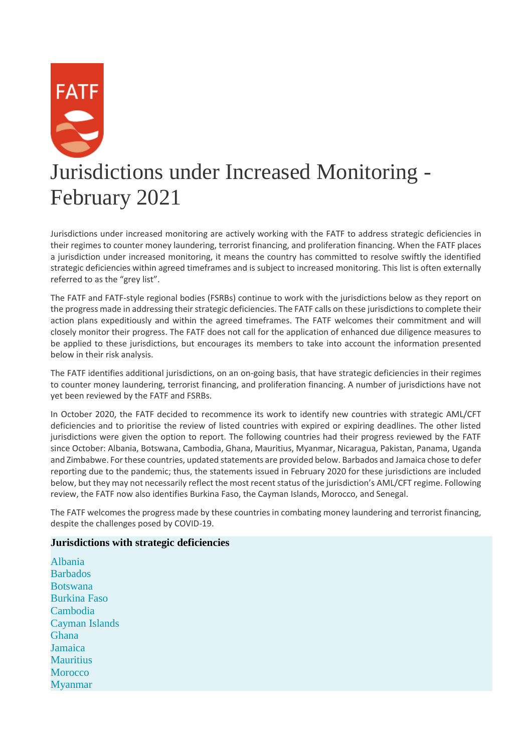FATF

# Jurisdictions under Increased Monitoring - February 2021

Jurisdictions under increased monitoring are actively working with the FATF to address strategic deficiencies in their regimes to counter money laundering, terrorist financing, and proliferation financing. When the FATF places a jurisdiction under increased monitoring, it means the country has committed to resolve swiftly the identified strategic deficiencies within agreed timeframes and is subject to increased monitoring. This list is often externally referred to as the "grey list".

The FATF and FATF-style regional bodies (FSRBs) continue to work with the jurisdictions below as they report on the progress made in addressing their strategic deficiencies. The FATF calls on these jurisdictions to complete their action plans expeditiously and within the agreed timeframes. The FATF welcomes their commitment and will closely monitor their progress. The FATF does not call for the application of enhanced due diligence measures to be applied to these jurisdictions, but encourages its members to take into account the information presented below in their risk analysis.

The FATF identifies additional jurisdictions, on an on-going basis, that have strategic deficiencies in their regimes to counter money laundering, terrorist financing, and proliferation financing. A number of jurisdictions have not yet been reviewed by the FATF and FSRBs.

In October 2020, the FATF decided to recommence its work to identify new countries with strategic AML/CFT deficiencies and to prioritise the review of listed countries with expired or expiring deadlines. The other listed jurisdictions were given the option to report. The following countries had their progress reviewed by the FATF since October: Albania, Botswana, Cambodia, Ghana, Mauritius, Myanmar, Nicaragua, Pakistan, Panama, Uganda and Zimbabwe. For these countries, updated statements are provided below. Barbados and Jamaica chose to defer reporting due to the pandemic; thus, the statements issued in February 2020 for these jurisdictions are included below, but they may not necessarily reflect the most recent status of the jurisdiction's AML/CFT regime. Following review, the FATF now also identifies Burkina Faso, the Cayman Islands, Morocco, and Senegal.

The FATF welcomes the progress made by these countries in combating money laundering and terrorist financing, despite the challenges posed by COVID-19.

**Jurisdictions with strategic deficiencies**

- Albania
- Barbados
- Botswana
- Burkina Faso
- Cambodia
- Cayman Islands
- Ghana
- Jamaica
- Mauritius
- Morocco
- Myanmar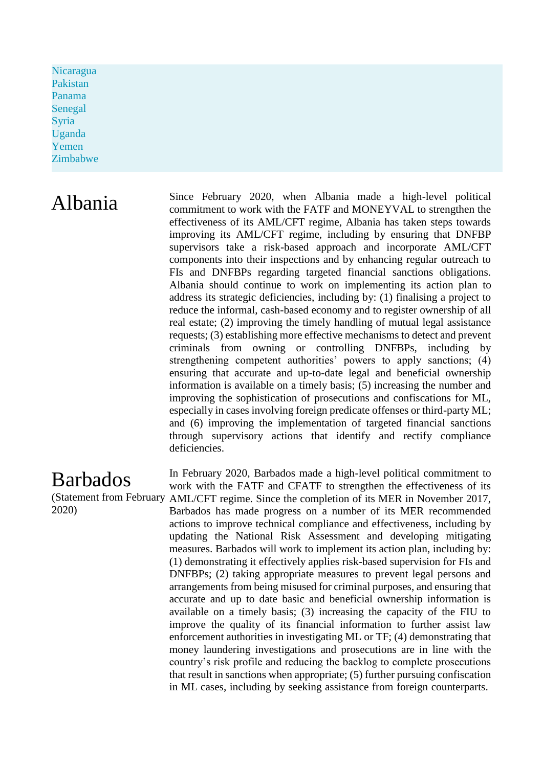Nicaragua
Pakistan
Panama
Senegal
Syria
Uganda
Yemen
Zimbabwe

## Albania

Since February 2020, when Albania made a high-level political commitment to work with the FATF and MONEYVAL to strengthen the effectiveness of its AML/CFT regime, Albania has taken steps towards improving its AML/CFT regime, including by ensuring that DNFBP supervisors take a risk-based approach and incorporate AML/CFT components into their inspections and by enhancing regular outreach to FIs and DNFBPs regarding targeted financial sanctions obligations. Albania should continue to work on implementing its action plan to address its strategic deficiencies, including by: (1) finalising a project to reduce the informal, cash-based economy and to register ownership of all real estate; (2) improving the timely handling of mutual legal assistance requests; (3) establishing more effective mechanisms to detect and prevent criminals from owning or controlling DNFBPs, including by strengthening competent authorities' powers to apply sanctions; (4) ensuring that accurate and up-to-date legal and beneficial ownership information is available on a timely basis; (5) increasing the number and improving the sophistication of prosecutions and confiscations for ML, especially in cases involving foreign predicate offenses or third-party ML; and (6) improving the implementation of targeted financial sanctions through supervisory actions that identify and rectify compliance deficiencies.

## Barbados

(Statement from February 2020)

In February 2020, Barbados made a high-level political commitment to work with the FATF and CFATF to strengthen the effectiveness of its AML/CFT regime. Since the completion of its MER in November 2017, Barbados has made progress on a number of its MER recommended actions to improve technical compliance and effectiveness, including by updating the National Risk Assessment and developing mitigating measures. Barbados will work to implement its action plan, including by: (1) demonstrating it effectively applies risk-based supervision for FIs and DNFBPs; (2) taking appropriate measures to prevent legal persons and arrangements from being misused for criminal purposes, and ensuring that accurate and up to date basic and beneficial ownership information is available on a timely basis; (3) increasing the capacity of the FIU to improve the quality of its financial information to further assist law enforcement authorities in investigating ML or TF; (4) demonstrating that money laundering investigations and prosecutions are in line with the country's risk profile and reducing the backlog to complete prosecutions that result in sanctions when appropriate; (5) further pursuing confiscation in ML cases, including by seeking assistance from foreign counterparts.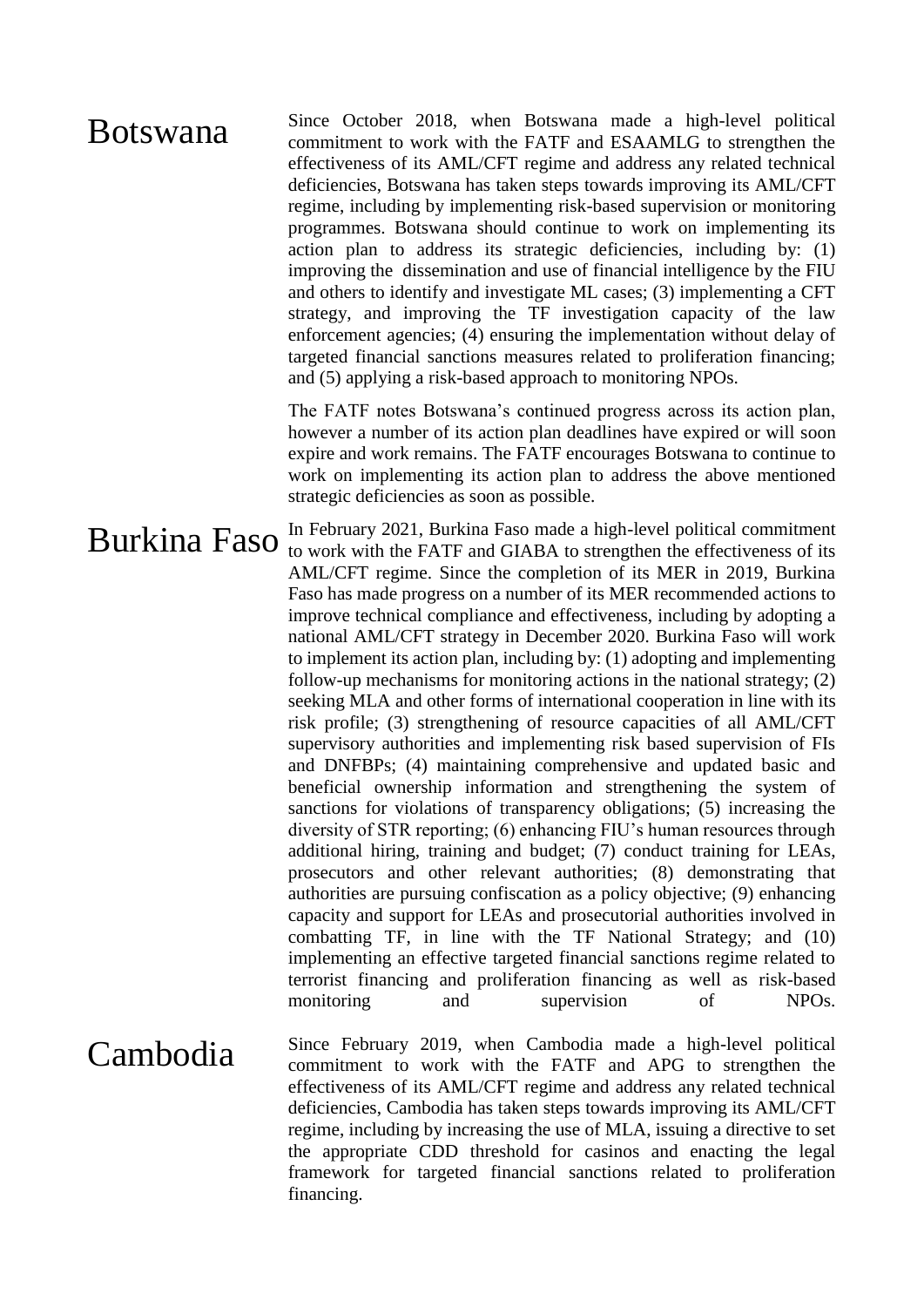## Botswana

Since October 2018, when Botswana made a high-level political commitment to work with the FATF and ESAAMLG to strengthen the effectiveness of its AML/CFT regime and address any related technical deficiencies, Botswana has taken steps towards improving its AML/CFT regime, including by implementing risk-based supervision or monitoring programmes. Botswana should continue to work on implementing its action plan to address its strategic deficiencies, including by: (1) improving the dissemination and use of financial intelligence by the FIU and others to identify and investigate ML cases; (3) implementing a CFT strategy, and improving the TF investigation capacity of the law enforcement agencies; (4) ensuring the implementation without delay of targeted financial sanctions measures related to proliferation financing; and (5) applying a risk-based approach to monitoring NPOs.

The FATF notes Botswana's continued progress across its action plan, however a number of its action plan deadlines have expired or will soon expire and work remains. The FATF encourages Botswana to continue to work on implementing its action plan to address the above mentioned strategic deficiencies as soon as possible.

## Burkina Faso

In February 2021, Burkina Faso made a high-level political commitment to work with the FATF and GIABA to strengthen the effectiveness of its AML/CFT regime. Since the completion of its MER in 2019, Burkina Faso has made progress on a number of its MER recommended actions to improve technical compliance and effectiveness, including by adopting a national AML/CFT strategy in December 2020. Burkina Faso will work to implement its action plan, including by: (1) adopting and implementing follow-up mechanisms for monitoring actions in the national strategy; (2) seeking MLA and other forms of international cooperation in line with its risk profile; (3) strengthening of resource capacities of all AML/CFT supervisory authorities and implementing risk based supervision of FIs and DNFBPs; (4) maintaining comprehensive and updated basic and beneficial ownership information and strengthening the system of sanctions for violations of transparency obligations; (5) increasing the diversity of STR reporting; (6) enhancing FIU's human resources through additional hiring, training and budget; (7) conduct training for LEAs, prosecutors and other relevant authorities; (8) demonstrating that authorities are pursuing confiscation as a policy objective; (9) enhancing capacity and support for LEAs and prosecutorial authorities involved in combatting TF, in line with the TF National Strategy; and (10) implementing an effective targeted financial sanctions regime related to terrorist financing and proliferation financing as well as risk-based monitoring and supervision of NPOs.

## Cambodia

Since February 2019, when Cambodia made a high-level political commitment to work with the FATF and APG to strengthen the effectiveness of its AML/CFT regime and address any related technical deficiencies, Cambodia has taken steps towards improving its AML/CFT regime, including by increasing the use of MLA, issuing a directive to set the appropriate CDD threshold for casinos and enacting the legal framework for targeted financial sanctions related to proliferation financing.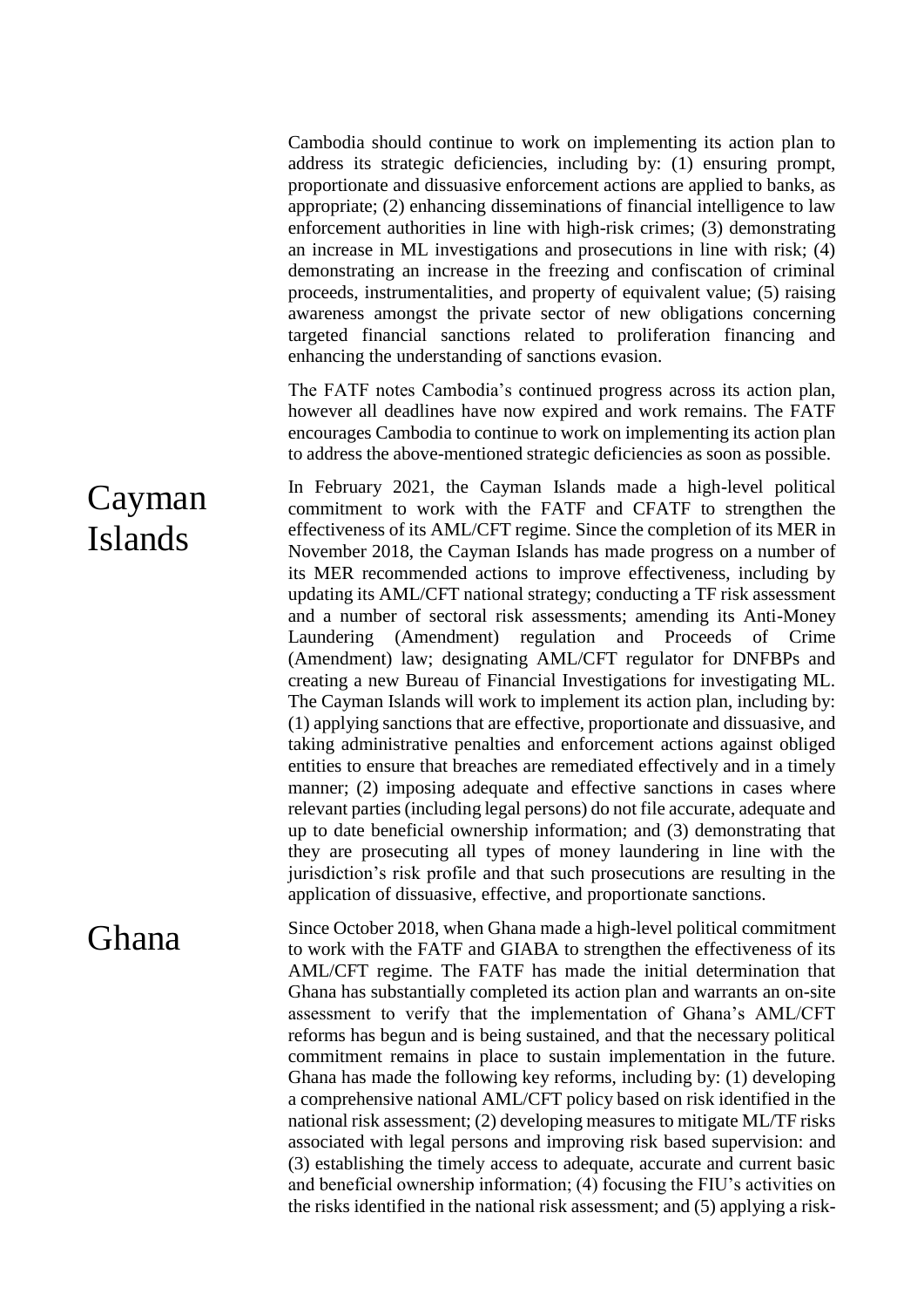Cambodia should continue to work on implementing its action plan to address its strategic deficiencies, including by: (1) ensuring prompt, proportionate and dissuasive enforcement actions are applied to banks, as appropriate; (2) enhancing disseminations of financial intelligence to law enforcement authorities in line with high-risk crimes; (3) demonstrating an increase in ML investigations and prosecutions in line with risk; (4) demonstrating an increase in the freezing and confiscation of criminal proceeds, instrumentalities, and property of equivalent value; (5) raising awareness amongst the private sector of new obligations concerning targeted financial sanctions related to proliferation financing and enhancing the understanding of sanctions evasion.

The FATF notes Cambodia's continued progress across its action plan, however all deadlines have now expired and work remains. The FATF encourages Cambodia to continue to work on implementing its action plan to address the above-mentioned strategic deficiencies as soon as possible.

## Cayman Islands

In February 2021, the Cayman Islands made a high-level political commitment to work with the FATF and CFATF to strengthen the effectiveness of its AML/CFT regime. Since the completion of its MER in November 2018, the Cayman Islands has made progress on a number of its MER recommended actions to improve effectiveness, including by updating its AML/CFT national strategy; conducting a TF risk assessment and a number of sectoral risk assessments; amending its Anti-Money Laundering (Amendment) regulation and Proceeds of Crime (Amendment) law; designating AML/CFT regulator for DNFBPs and creating a new Bureau of Financial Investigations for investigating ML. The Cayman Islands will work to implement its action plan, including by: (1) applying sanctions that are effective, proportionate and dissuasive, and taking administrative penalties and enforcement actions against obliged entities to ensure that breaches are remediated effectively and in a timely manner; (2) imposing adequate and effective sanctions in cases where relevant parties (including legal persons) do not file accurate, adequate and up to date beneficial ownership information; and (3) demonstrating that they are prosecuting all types of money laundering in line with the jurisdiction's risk profile and that such prosecutions are resulting in the application of dissuasive, effective, and proportionate sanctions.

## Ghana

Since October 2018, when Ghana made a high-level political commitment to work with the FATF and GIABA to strengthen the effectiveness of its AML/CFT regime. The FATF has made the initial determination that Ghana has substantially completed its action plan and warrants an on-site assessment to verify that the implementation of Ghana's AML/CFT reforms has begun and is being sustained, and that the necessary political commitment remains in place to sustain implementation in the future. Ghana has made the following key reforms, including by: (1) developing a comprehensive national AML/CFT policy based on risk identified in the national risk assessment; (2) developing measures to mitigate ML/TF risks associated with legal persons and improving risk based supervision: and (3) establishing the timely access to adequate, accurate and current basic and beneficial ownership information; (4) focusing the FIU's activities on the risks identified in the national risk assessment; and (5) applying a risk-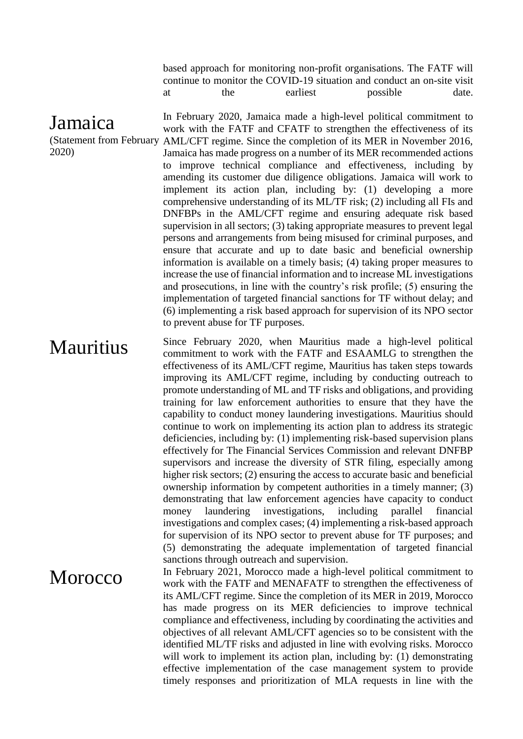based approach for monitoring non-profit organisations. The FATF will continue to monitor the COVID-19 situation and conduct an on-site visit at the earliest possible date.

## Jamaica

(Statement from February 2020)

In February 2020, Jamaica made a high-level political commitment to work with the FATF and CFATF to strengthen the effectiveness of its AML/CFT regime. Since the completion of its MER in November 2016, Jamaica has made progress on a number of its MER recommended actions to improve technical compliance and effectiveness, including by amending its customer due diligence obligations. Jamaica will work to implement its action plan, including by: (1) developing a more comprehensive understanding of its ML/TF risk; (2) including all FIs and DNFBPs in the AML/CFT regime and ensuring adequate risk based supervision in all sectors; (3) taking appropriate measures to prevent legal persons and arrangements from being misused for criminal purposes, and ensure that accurate and up to date basic and beneficial ownership information is available on a timely basis; (4) taking proper measures to increase the use of financial information and to increase ML investigations and prosecutions, in line with the country's risk profile; (5) ensuring the implementation of targeted financial sanctions for TF without delay; and (6) implementing a risk based approach for supervision of its NPO sector to prevent abuse for TF purposes.

## Mauritius

Since February 2020, when Mauritius made a high-level political commitment to work with the FATF and ESAAMLG to strengthen the effectiveness of its AML/CFT regime, Mauritius has taken steps towards improving its AML/CFT regime, including by conducting outreach to promote understanding of ML and TF risks and obligations, and providing training for law enforcement authorities to ensure that they have the capability to conduct money laundering investigations. Mauritius should continue to work on implementing its action plan to address its strategic deficiencies, including by: (1) implementing risk-based supervision plans effectively for The Financial Services Commission and relevant DNFBP supervisors and increase the diversity of STR filing, especially among higher risk sectors; (2) ensuring the access to accurate basic and beneficial ownership information by competent authorities in a timely manner; (3) demonstrating that law enforcement agencies have capacity to conduct money laundering investigations, including parallel financial investigations and complex cases; (4) implementing a risk-based approach for supervision of its NPO sector to prevent abuse for TF purposes; and (5) demonstrating the adequate implementation of targeted financial sanctions through outreach and supervision.

## Morocco

In February 2021, Morocco made a high-level political commitment to work with the FATF and MENAFATF to strengthen the effectiveness of its AML/CFT regime. Since the completion of its MER in 2019, Morocco has made progress on its MER deficiencies to improve technical compliance and effectiveness, including by coordinating the activities and objectives of all relevant AML/CFT agencies so to be consistent with the identified ML/TF risks and adjusted in line with evolving risks. Morocco will work to implement its action plan, including by: (1) demonstrating effective implementation of the case management system to provide timely responses and prioritization of MLA requests in line with the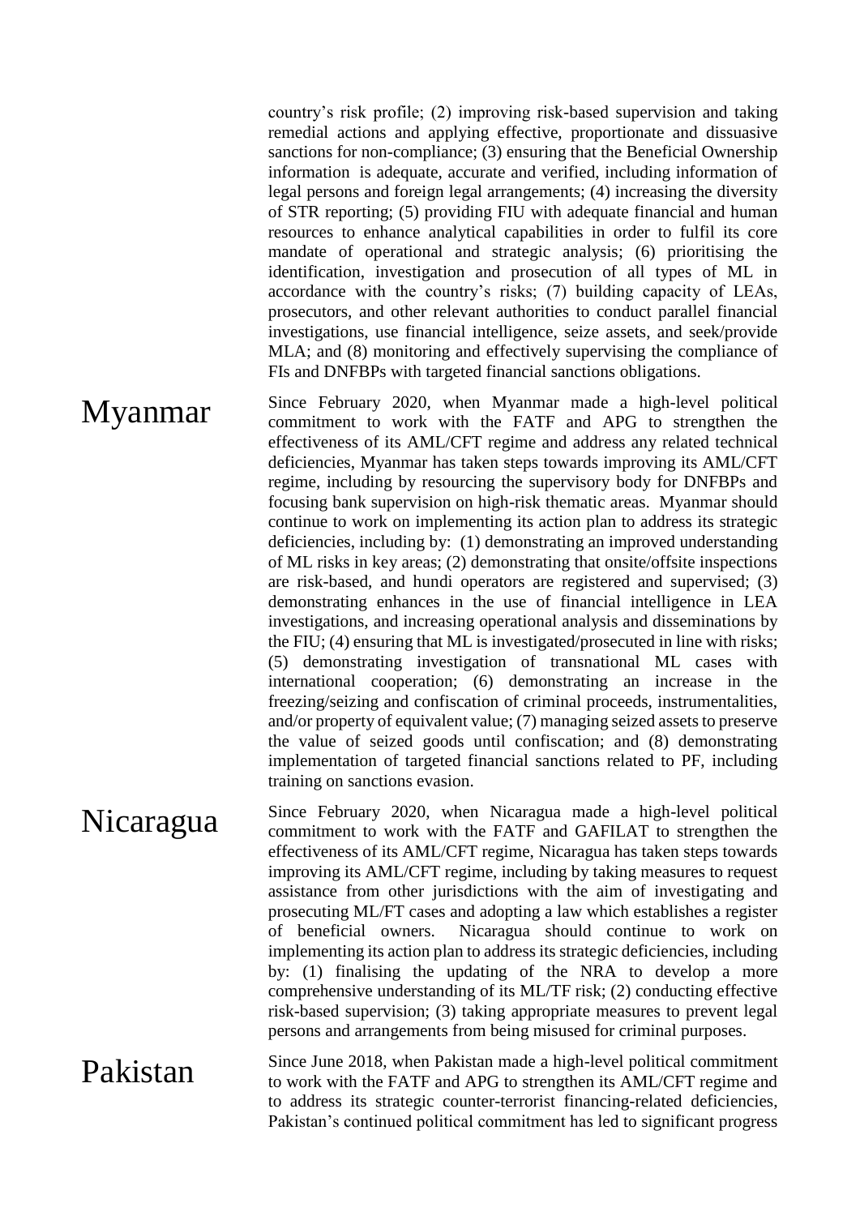country's risk profile; (2) improving risk-based supervision and taking remedial actions and applying effective, proportionate and dissuasive sanctions for non-compliance; (3) ensuring that the Beneficial Ownership information is adequate, accurate and verified, including information of legal persons and foreign legal arrangements; (4) increasing the diversity of STR reporting; (5) providing FIU with adequate financial and human resources to enhance analytical capabilities in order to fulfil its core mandate of operational and strategic analysis; (6) prioritising the identification, investigation and prosecution of all types of ML in accordance with the country's risks; (7) building capacity of LEAs, prosecutors, and other relevant authorities to conduct parallel financial investigations, use financial intelligence, seize assets, and seek/provide MLA; and (8) monitoring and effectively supervising the compliance of FIs and DNFBPs with targeted financial sanctions obligations.

## Myanmar

Since February 2020, when Myanmar made a high-level political commitment to work with the FATF and APG to strengthen the effectiveness of its AML/CFT regime and address any related technical deficiencies, Myanmar has taken steps towards improving its AML/CFT regime, including by resourcing the supervisory body for DNFBPs and focusing bank supervision on high-risk thematic areas. Myanmar should continue to work on implementing its action plan to address its strategic deficiencies, including by: (1) demonstrating an improved understanding of ML risks in key areas; (2) demonstrating that onsite/offsite inspections are risk-based, and hundi operators are registered and supervised; (3) demonstrating enhances in the use of financial intelligence in LEA investigations, and increasing operational analysis and disseminations by the FIU; (4) ensuring that ML is investigated/prosecuted in line with risks; (5) demonstrating investigation of transnational ML cases with international cooperation; (6) demonstrating an increase in the freezing/seizing and confiscation of criminal proceeds, instrumentalities, and/or property of equivalent value; (7) managing seized assets to preserve the value of seized goods until confiscation; and (8) demonstrating implementation of targeted financial sanctions related to PF, including training on sanctions evasion.

## Nicaragua

Since February 2020, when Nicaragua made a high-level political commitment to work with the FATF and GAFILAT to strengthen the effectiveness of its AML/CFT regime, Nicaragua has taken steps towards improving its AML/CFT regime, including by taking measures to request assistance from other jurisdictions with the aim of investigating and prosecuting ML/FT cases and adopting a law which establishes a register of beneficial owners. Nicaragua should continue to work on implementing its action plan to address its strategic deficiencies, including by: (1) finalising the updating of the NRA to develop a more comprehensive understanding of its ML/TF risk; (2) conducting effective risk-based supervision; (3) taking appropriate measures to prevent legal persons and arrangements from being misused for criminal purposes.

## Pakistan

Since June 2018, when Pakistan made a high-level political commitment to work with the FATF and APG to strengthen its AML/CFT regime and to address its strategic counter-terrorist financing-related deficiencies, Pakistan's continued political commitment has led to significant progress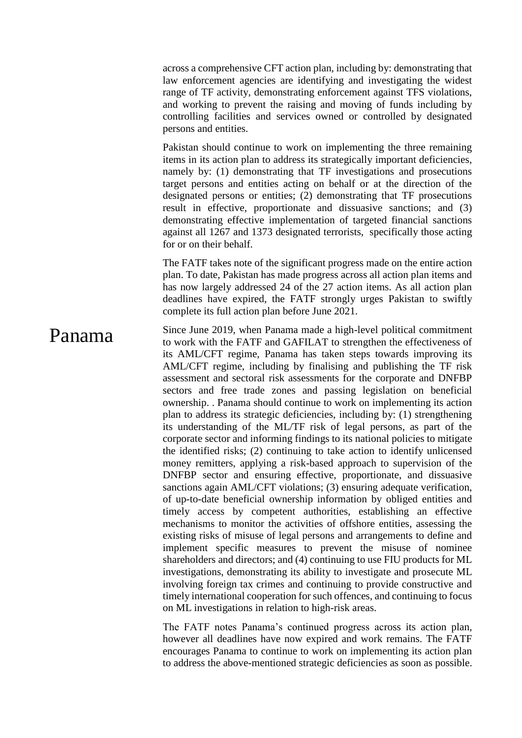across a comprehensive CFT action plan, including by: demonstrating that law enforcement agencies are identifying and investigating the widest range of TF activity, demonstrating enforcement against TFS violations, and working to prevent the raising and moving of funds including by controlling facilities and services owned or controlled by designated persons and entities.

Pakistan should continue to work on implementing the three remaining items in its action plan to address its strategically important deficiencies, namely by: (1) demonstrating that TF investigations and prosecutions target persons and entities acting on behalf or at the direction of the designated persons or entities; (2) demonstrating that TF prosecutions result in effective, proportionate and dissuasive sanctions; and (3) demonstrating effective implementation of targeted financial sanctions against all 1267 and 1373 designated terrorists, specifically those acting for or on their behalf.

The FATF takes note of the significant progress made on the entire action plan. To date, Pakistan has made progress across all action plan items and has now largely addressed 24 of the 27 action items. As all action plan deadlines have expired, the FATF strongly urges Pakistan to swiftly complete its full action plan before June 2021.

## Panama

Since June 2019, when Panama made a high-level political commitment to work with the FATF and GAFILAT to strengthen the effectiveness of its AML/CFT regime, Panama has taken steps towards improving its AML/CFT regime, including by finalising and publishing the TF risk assessment and sectoral risk assessments for the corporate and DNFBP sectors and free trade zones and passing legislation on beneficial ownership. . Panama should continue to work on implementing its action plan to address its strategic deficiencies, including by: (1) strengthening its understanding of the ML/TF risk of legal persons, as part of the corporate sector and informing findings to its national policies to mitigate the identified risks; (2) continuing to take action to identify unlicensed money remitters, applying a risk-based approach to supervision of the DNFBP sector and ensuring effective, proportionate, and dissuasive sanctions again AML/CFT violations; (3) ensuring adequate verification, of up-to-date beneficial ownership information by obliged entities and timely access by competent authorities, establishing an effective mechanisms to monitor the activities of offshore entities, assessing the existing risks of misuse of legal persons and arrangements to define and implement specific measures to prevent the misuse of nominee shareholders and directors; and (4) continuing to use FIU products for ML investigations, demonstrating its ability to investigate and prosecute ML involving foreign tax crimes and continuing to provide constructive and timely international cooperation for such offences, and continuing to focus on ML investigations in relation to high-risk areas.

The FATF notes Panama's continued progress across its action plan, however all deadlines have now expired and work remains. The FATF encourages Panama to continue to work on implementing its action plan to address the above-mentioned strategic deficiencies as soon as possible.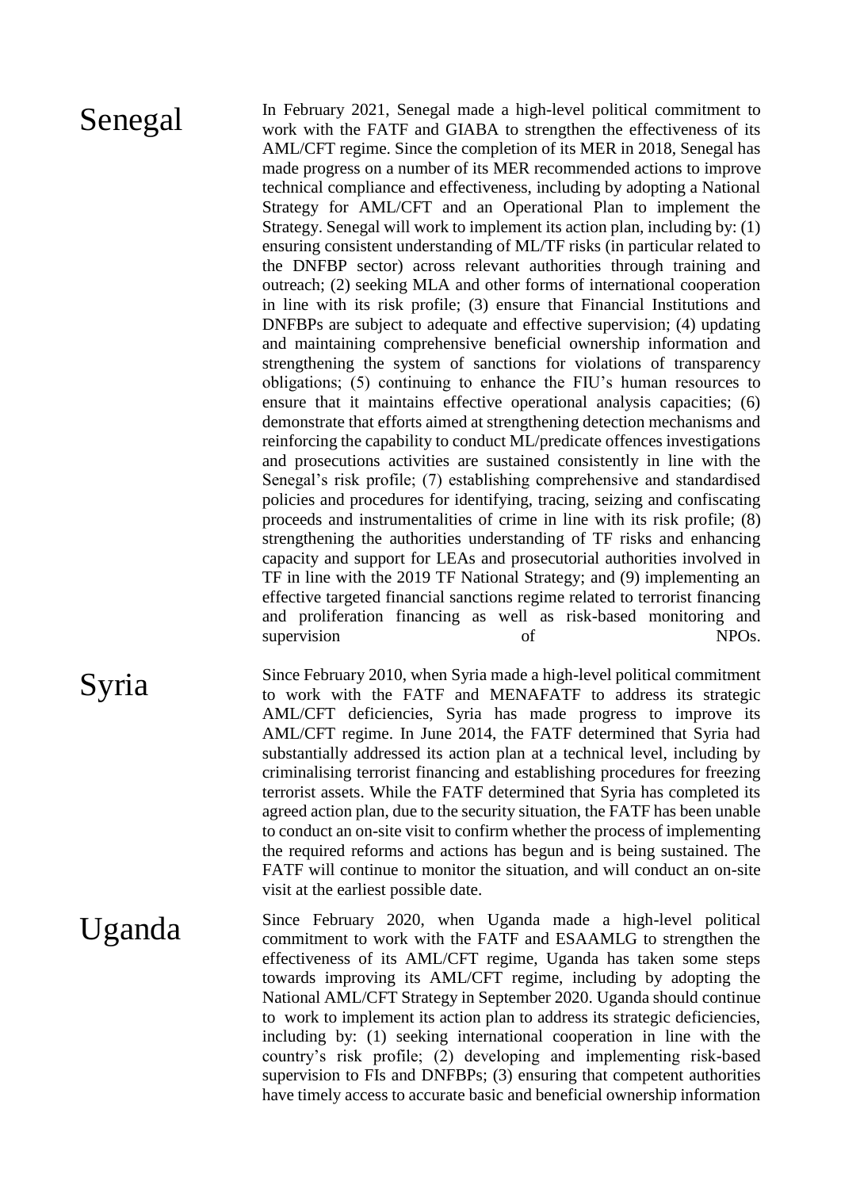## Senegal

In February 2021, Senegal made a high-level political commitment to work with the FATF and GIABA to strengthen the effectiveness of its AML/CFT regime. Since the completion of its MER in 2018, Senegal has made progress on a number of its MER recommended actions to improve technical compliance and effectiveness, including by adopting a National Strategy for AML/CFT and an Operational Plan to implement the Strategy. Senegal will work to implement its action plan, including by: (1) ensuring consistent understanding of ML/TF risks (in particular related to the DNFBP sector) across relevant authorities through training and outreach; (2) seeking MLA and other forms of international cooperation in line with its risk profile; (3) ensure that Financial Institutions and DNFBPs are subject to adequate and effective supervision; (4) updating and maintaining comprehensive beneficial ownership information and strengthening the system of sanctions for violations of transparency obligations; (5) continuing to enhance the FIU's human resources to ensure that it maintains effective operational analysis capacities; (6) demonstrate that efforts aimed at strengthening detection mechanisms and reinforcing the capability to conduct ML/predicate offences investigations and prosecutions activities are sustained consistently in line with the Senegal's risk profile; (7) establishing comprehensive and standardised policies and procedures for identifying, tracing, seizing and confiscating proceeds and instrumentalities of crime in line with its risk profile; (8) strengthening the authorities understanding of TF risks and enhancing capacity and support for LEAs and prosecutorial authorities involved in TF in line with the 2019 TF National Strategy; and (9) implementing an effective targeted financial sanctions regime related to terrorist financing and proliferation financing as well as risk-based monitoring and supervision of NPOs.

## Syria

Since February 2010, when Syria made a high-level political commitment to work with the FATF and MENAFATF to address its strategic AML/CFT deficiencies, Syria has made progress to improve its AML/CFT regime. In June 2014, the FATF determined that Syria had substantially addressed its action plan at a technical level, including by criminalising terrorist financing and establishing procedures for freezing terrorist assets. While the FATF determined that Syria has completed its agreed action plan, due to the security situation, the FATF has been unable to conduct an on-site visit to confirm whether the process of implementing the required reforms and actions has begun and is being sustained. The FATF will continue to monitor the situation, and will conduct an on-site visit at the earliest possible date.

## Uganda

Since February 2020, when Uganda made a high-level political commitment to work with the FATF and ESAAMLG to strengthen the effectiveness of its AML/CFT regime, Uganda has taken some steps towards improving its AML/CFT regime, including by adopting the National AML/CFT Strategy in September 2020. Uganda should continue to work to implement its action plan to address its strategic deficiencies, including by: (1) seeking international cooperation in line with the country's risk profile; (2) developing and implementing risk-based supervision to FIs and DNFBPs; (3) ensuring that competent authorities have timely access to accurate basic and beneficial ownership information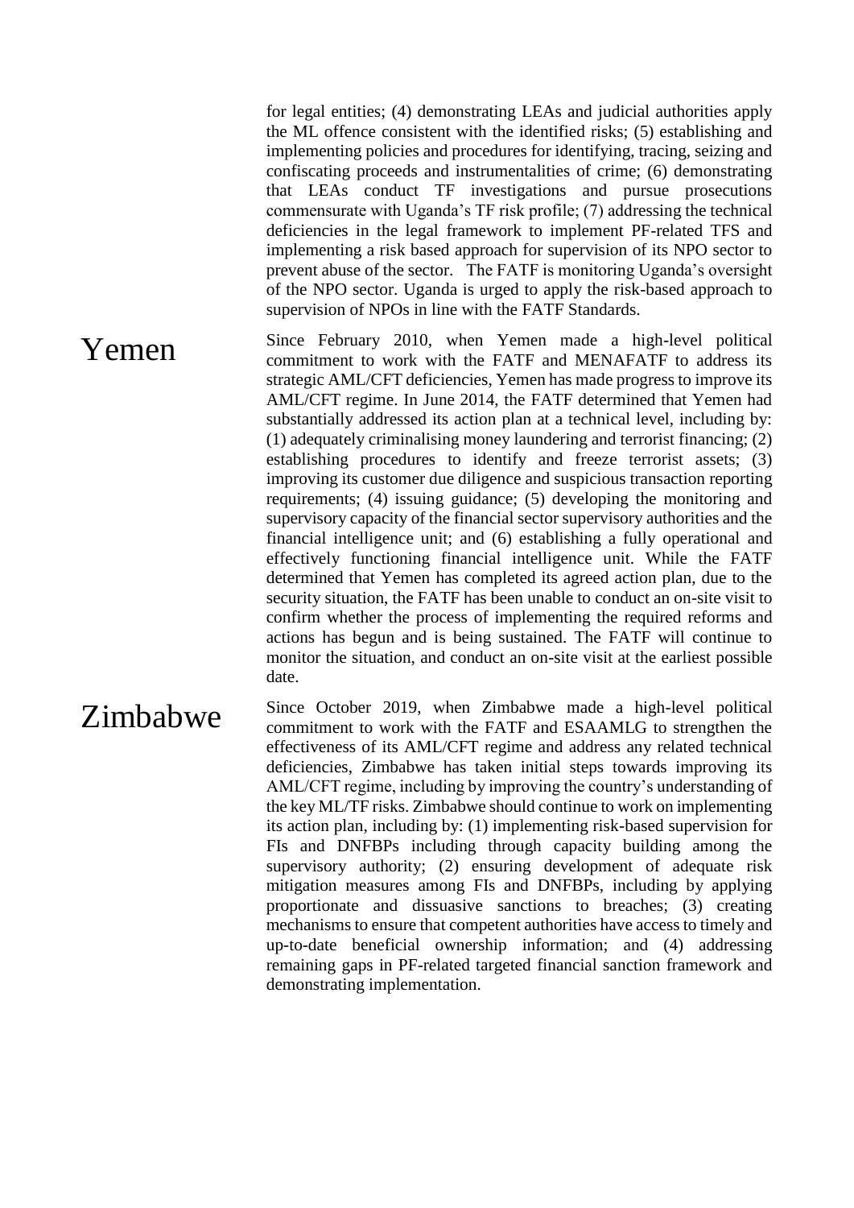for legal entities; (4) demonstrating LEAs and judicial authorities apply the ML offence consistent with the identified risks; (5) establishing and implementing policies and procedures for identifying, tracing, seizing and confiscating proceeds and instrumentalities of crime; (6) demonstrating that LEAs conduct TF investigations and pursue prosecutions commensurate with Uganda's TF risk profile; (7) addressing the technical deficiencies in the legal framework to implement PF-related TFS and implementing a risk based approach for supervision of its NPO sector to prevent abuse of the sector. The FATF is monitoring Uganda's oversight of the NPO sector. Uganda is urged to apply the risk-based approach to supervision of NPOs in line with the FATF Standards.

## Yemen

Since February 2010, when Yemen made a high-level political commitment to work with the FATF and MENAFATF to address its strategic AML/CFT deficiencies, Yemen has made progress to improve its AML/CFT regime. In June 2014, the FATF determined that Yemen had substantially addressed its action plan at a technical level, including by: (1) adequately criminalising money laundering and terrorist financing; (2) establishing procedures to identify and freeze terrorist assets; (3) improving its customer due diligence and suspicious transaction reporting requirements; (4) issuing guidance; (5) developing the monitoring and supervisory capacity of the financial sector supervisory authorities and the financial intelligence unit; and (6) establishing a fully operational and effectively functioning financial intelligence unit. While the FATF determined that Yemen has completed its agreed action plan, due to the security situation, the FATF has been unable to conduct an on-site visit to confirm whether the process of implementing the required reforms and actions has begun and is being sustained. The FATF will continue to monitor the situation, and conduct an on-site visit at the earliest possible date.

## Zimbabwe

Since October 2019, when Zimbabwe made a high-level political commitment to work with the FATF and ESAAMLG to strengthen the effectiveness of its AML/CFT regime and address any related technical deficiencies, Zimbabwe has taken initial steps towards improving its AML/CFT regime, including by improving the country's understanding of the key ML/TF risks. Zimbabwe should continue to work on implementing its action plan, including by: (1) implementing risk-based supervision for FIs and DNFBPs including through capacity building among the supervisory authority; (2) ensuring development of adequate risk mitigation measures among FIs and DNFBPs, including by applying proportionate and dissuasive sanctions to breaches; (3) creating mechanisms to ensure that competent authorities have access to timely and up-to-date beneficial ownership information; and (4) addressing remaining gaps in PF-related targeted financial sanction framework and demonstrating implementation.